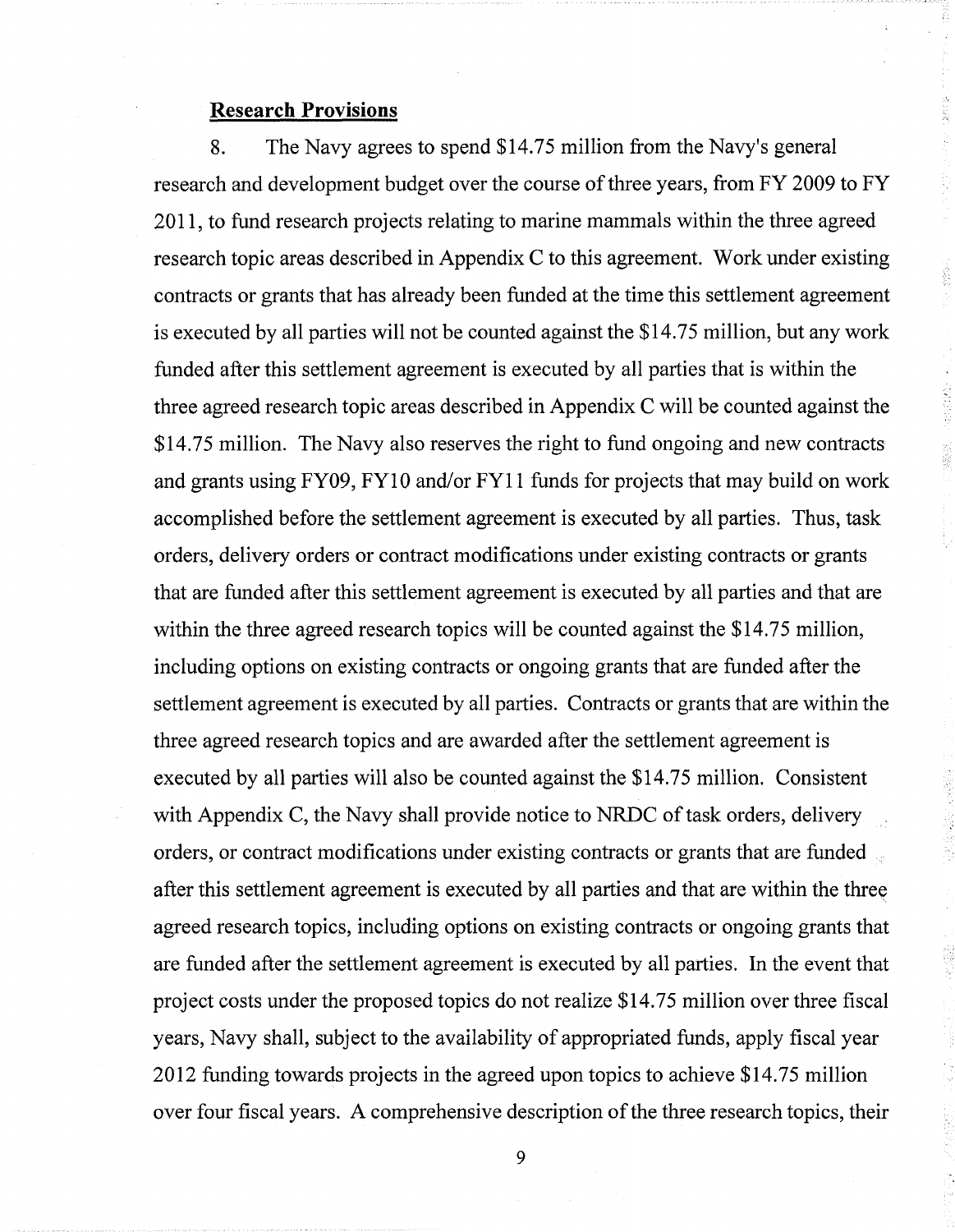**Research Provisions**

8. The Navy agrees to spend $14.75 million from the Navy's general research and development budget over the course of three years, from FY 2009 to FY 2011, to fund research projects relating to marine mammals within the three agreed research topic areas described in Appendix C to this agreement. Work under existing contracts or grants that has already been funded at the time this settlement agreement is executed by all parties will not be counted against the $14.75 million, but any work funded after this settlement agreement is executed by all parties that is within the three agreed research topic areas described in Appendix C will be counted against the $14.75 million. The Navy also reserves the right to fund ongoing and new contracts and grants using FY09, FY10 and/or FY11 funds for projects that may build on work accomplished before the settlement agreement is executed by all parties. Thus, task orders, delivery orders or contract modifications under existing contracts or grants that are funded after this settlement agreement is executed by all parties and that are within the three agreed research topics will be counted against the $14.75 million, including options on existing contracts or ongoing grants that are funded after the settlement agreement is executed by all parties. Contracts or grants that are within the three agreed research topics and are awarded after the settlement agreement is executed by all parties will also be counted against the $14.75 million. Consistent with Appendix C, the Navy shall provide notice to NRDC of task orders, delivery orders, or contract modifications under existing contracts or grants that are funded after this settlement agreement is executed by all parties and that are within the three agreed research topics, including options on existing contracts or ongoing grants that are funded after the settlement agreement is executed by all parties. In the event that project costs under the proposed topics do not realize $14.75 million over three fiscal years, Navy shall, subject to the availability of appropriated funds, apply fiscal year 2012 funding towards projects in the agreed upon topics to achieve $14.75 million over four fiscal years. A comprehensive description of the three research topics, their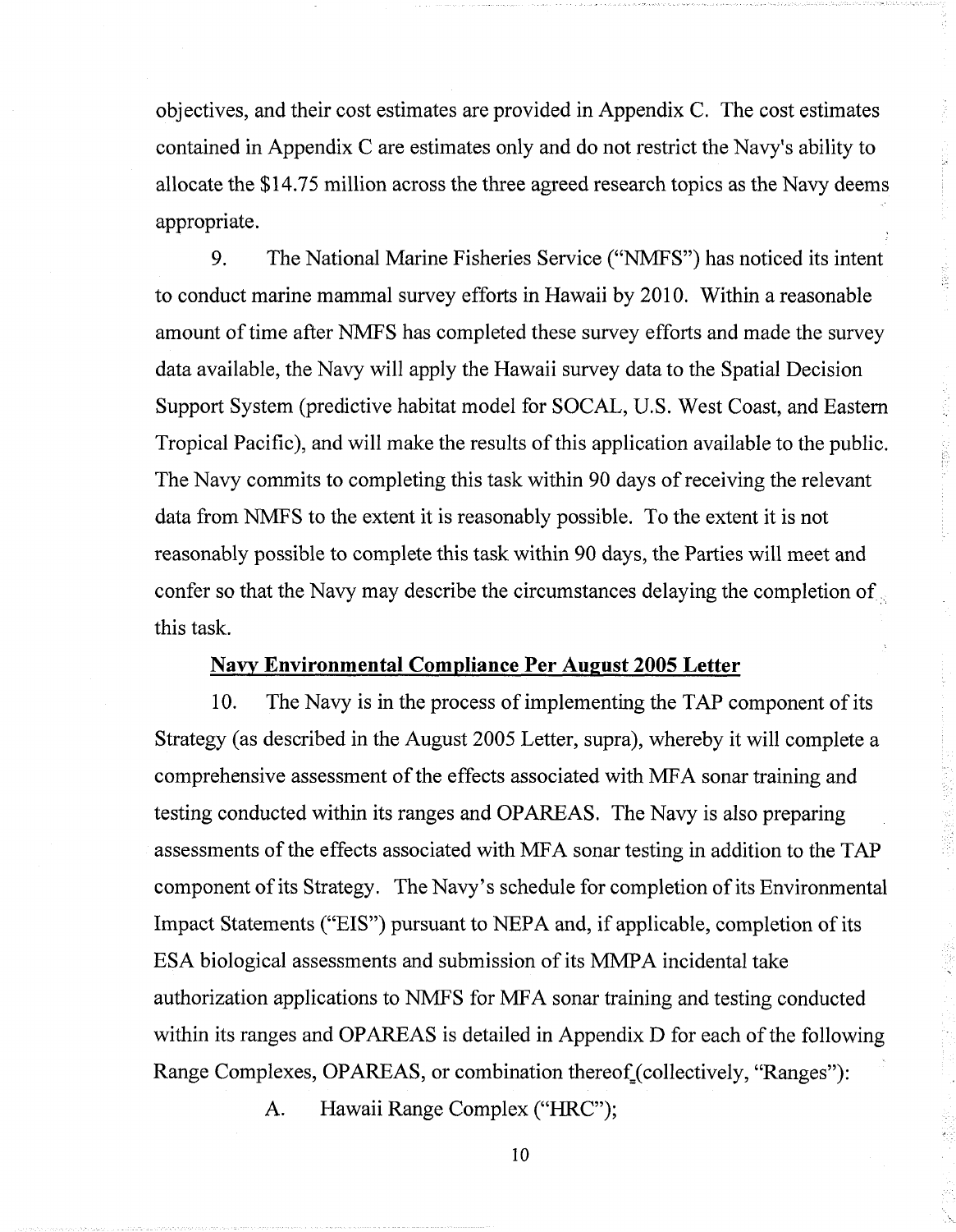objectives, and their cost estimates are provided in Appendix C. The cost estimates contained in Appendix C are estimates only and do not restrict the Navy's ability to allocate the $14.75 million across the three agreed research topics as the Navy deems appropriate.

9. The National Marine Fisheries Service ("NMFS") has noticed its intent to conduct marine mammal survey efforts in Hawaii by 2010. Within a reasonable amount of time after NMFS has completed these survey efforts and made the survey data available, the Navy will apply the Hawaii survey data to the Spatial Decision Support System (predictive habitat model for SOCAL, U.S. West Coast, and Eastern Tropical Pacific), and will make the results of this application available to the public. The Navy commits to completing this task within 90 days of receiving the relevant data from NMFS to the extent it is reasonably possible. To the extent it is not reasonably possible to complete this task within 90 days, the Parties will meet and confer so that the Navy may describe the circumstances delaying the completion of this task.

**Navy Environmental Compliance Per August 2005 Letter**

10. The Navy is in the process of implementing the TAP component of its Strategy (as described in the August 2005 Letter, supra), whereby it will complete a comprehensive assessment of the effects associated with MFA sonar training and testing conducted within its ranges and OPAREAS. The Navy is also preparing assessments of the effects associated with MFA sonar testing in addition to the TAP component of its Strategy. The Navy's schedule for completion of its Environmental Impact Statements ("EIS") pursuant to NEPA and, if applicable, completion of its ESA biological assessments and submission of its MMPA incidental take authorization applications to NMFS for MFA sonar training and testing conducted within its ranges and OPAREAS is detailed in Appendix D for each of the following Range Complexes, OPAREAS, or combination thereof (collectively, "Ranges"):

A. Hawaii Range Complex ("HRC");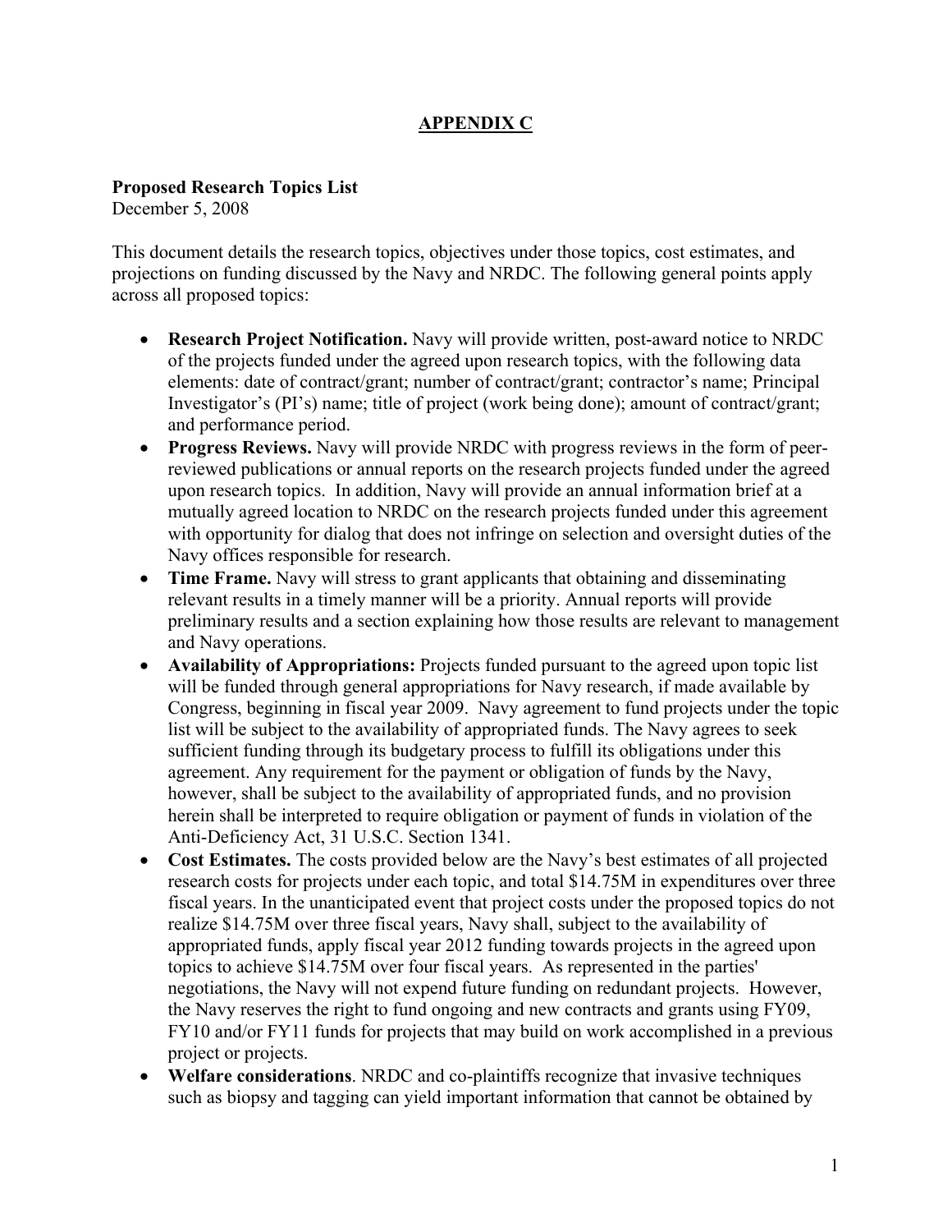## APPENDIX C

**Proposed Research Topics List**
December 5, 2008

This document details the research topics, objectives under those topics, cost estimates, and projections on funding discussed by the Navy and NRDC. The following general points apply across all proposed topics:

- **Research Project Notification.** Navy will provide written, post-award notice to NRDC of the projects funded under the agreed upon research topics, with the following data elements: date of contract/grant; number of contract/grant; contractor's name; Principal Investigator's (PI's) name; title of project (work being done); amount of contract/grant; and performance period.
- **Progress Reviews.** Navy will provide NRDC with progress reviews in the form of peer-reviewed publications or annual reports on the research projects funded under the agreed upon research topics. In addition, Navy will provide an annual information brief at a mutually agreed location to NRDC on the research projects funded under this agreement with opportunity for dialog that does not infringe on selection and oversight duties of the Navy offices responsible for research.
- **Time Frame.** Navy will stress to grant applicants that obtaining and disseminating relevant results in a timely manner will be a priority. Annual reports will provide preliminary results and a section explaining how those results are relevant to management and Navy operations.
- **Availability of Appropriations:** Projects funded pursuant to the agreed upon topic list will be funded through general appropriations for Navy research, if made available by Congress, beginning in fiscal year 2009. Navy agreement to fund projects under the topic list will be subject to the availability of appropriated funds. The Navy agrees to seek sufficient funding through its budgetary process to fulfill its obligations under this agreement. Any requirement for the payment or obligation of funds by the Navy, however, shall be subject to the availability of appropriated funds, and no provision herein shall be interpreted to require obligation or payment of funds in violation of the Anti-Deficiency Act, 31 U.S.C. Section 1341.
- **Cost Estimates.** The costs provided below are the Navy's best estimates of all projected research costs for projects under each topic, and total $14.75M in expenditures over three fiscal years. In the unanticipated event that project costs under the proposed topics do not realize $14.75M over three fiscal years, Navy shall, subject to the availability of appropriated funds, apply fiscal year 2012 funding towards projects in the agreed upon topics to achieve $14.75M over four fiscal years. As represented in the parties' negotiations, the Navy will not expend future funding on redundant projects. However, the Navy reserves the right to fund ongoing and new contracts and grants using FY09, FY10 and/or FY11 funds for projects that may build on work accomplished in a previous project or projects.
- **Welfare considerations**. NRDC and co-plaintiffs recognize that invasive techniques such as biopsy and tagging can yield important information that cannot be obtained by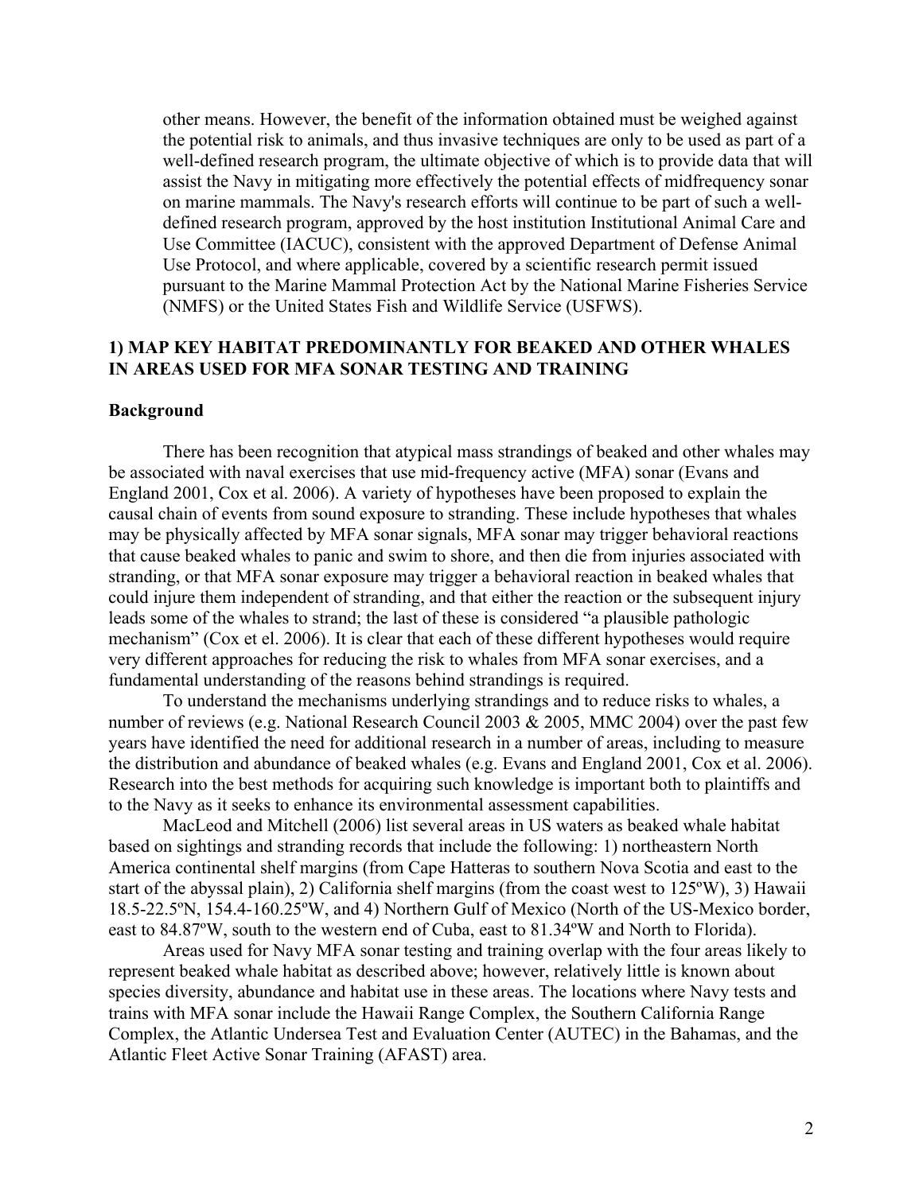other means. However, the benefit of the information obtained must be weighed against the potential risk to animals, and thus invasive techniques are only to be used as part of a well-defined research program, the ultimate objective of which is to provide data that will assist the Navy in mitigating more effectively the potential effects of midfrequency sonar on marine mammals. The Navy's research efforts will continue to be part of such a well-defined research program, approved by the host institution Institutional Animal Care and Use Committee (IACUC), consistent with the approved Department of Defense Animal Use Protocol, and where applicable, covered by a scientific research permit issued pursuant to the Marine Mammal Protection Act by the National Marine Fisheries Service (NMFS) or the United States Fish and Wildlife Service (USFWS).

## 1) MAP KEY HABITAT PREDOMINANTLY FOR BEAKED AND OTHER WHALES IN AREAS USED FOR MFA SONAR TESTING AND TRAINING

### Background

There has been recognition that atypical mass strandings of beaked and other whales may be associated with naval exercises that use mid-frequency active (MFA) sonar (Evans and England 2001, Cox et al. 2006). A variety of hypotheses have been proposed to explain the causal chain of events from sound exposure to stranding. These include hypotheses that whales may be physically affected by MFA sonar signals, MFA sonar may trigger behavioral reactions that cause beaked whales to panic and swim to shore, and then die from injuries associated with stranding, or that MFA sonar exposure may trigger a behavioral reaction in beaked whales that could injure them independent of stranding, and that either the reaction or the subsequent injury leads some of the whales to strand; the last of these is considered "a plausible pathologic mechanism" (Cox et el. 2006). It is clear that each of these different hypotheses would require very different approaches for reducing the risk to whales from MFA sonar exercises, and a fundamental understanding of the reasons behind strandings is required.

To understand the mechanisms underlying strandings and to reduce risks to whales, a number of reviews (e.g. National Research Council 2003 & 2005, MMC 2004) over the past few years have identified the need for additional research in a number of areas, including to measure the distribution and abundance of beaked whales (e.g. Evans and England 2001, Cox et al. 2006). Research into the best methods for acquiring such knowledge is important both to plaintiffs and to the Navy as it seeks to enhance its environmental assessment capabilities.

MacLeod and Mitchell (2006) list several areas in US waters as beaked whale habitat based on sightings and stranding records that include the following: 1) northeastern North America continental shelf margins (from Cape Hatteras to southern Nova Scotia and east to the start of the abyssal plain), 2) California shelf margins (from the coast west to 125ºW), 3) Hawaii 18.5-22.5ºN, 154.4-160.25ºW, and 4) Northern Gulf of Mexico (North of the US-Mexico border, east to 84.87ºW, south to the western end of Cuba, east to 81.34ºW and North to Florida).

Areas used for Navy MFA sonar testing and training overlap with the four areas likely to represent beaked whale habitat as described above; however, relatively little is known about species diversity, abundance and habitat use in these areas. The locations where Navy tests and trains with MFA sonar include the Hawaii Range Complex, the Southern California Range Complex, the Atlantic Undersea Test and Evaluation Center (AUTEC) in the Bahamas, and the Atlantic Fleet Active Sonar Training (AFAST) area.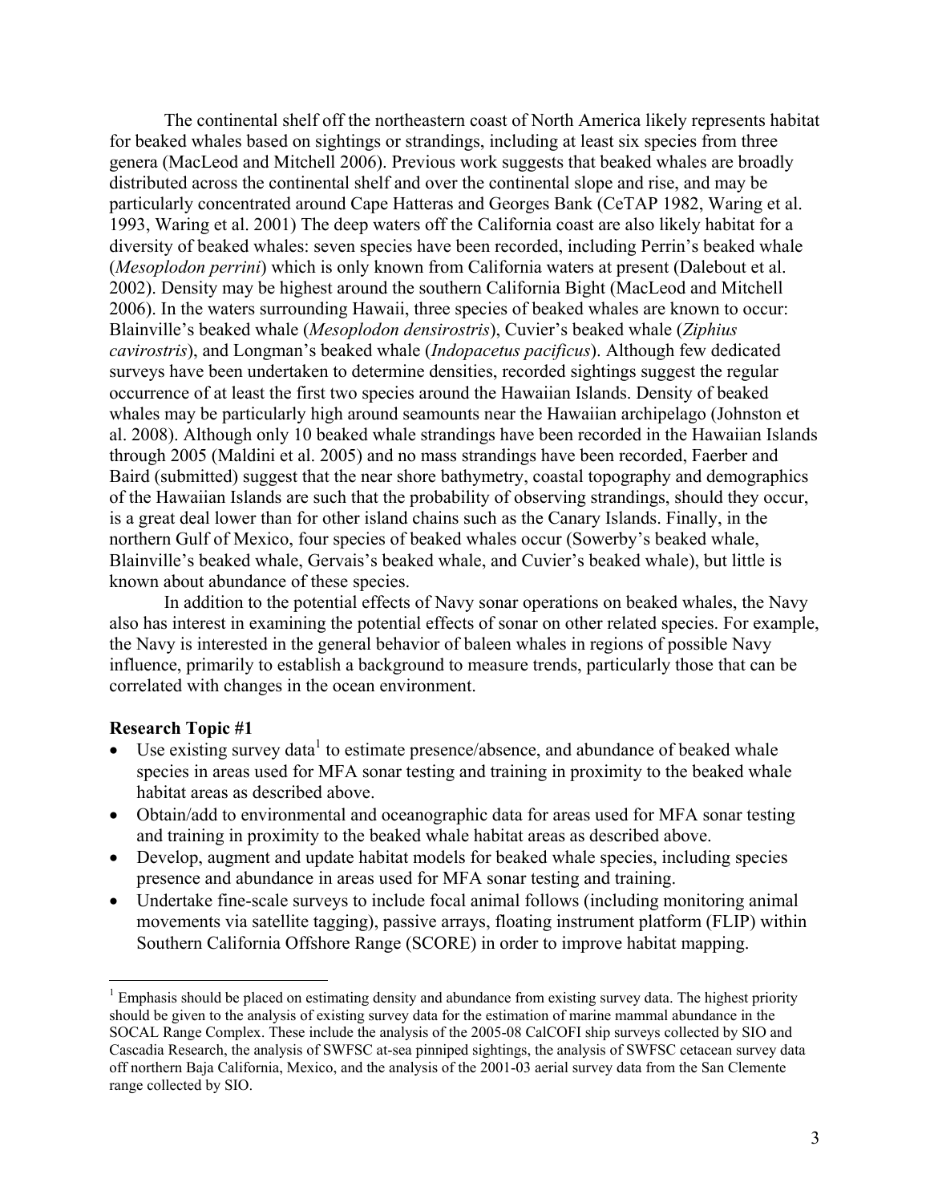The continental shelf off the northeastern coast of North America likely represents habitat for beaked whales based on sightings or strandings, including at least six species from three genera (MacLeod and Mitchell 2006). Previous work suggests that beaked whales are broadly distributed across the continental shelf and over the continental slope and rise, and may be particularly concentrated around Cape Hatteras and Georges Bank (CeTAP 1982, Waring et al. 1993, Waring et al. 2001) The deep waters off the California coast are also likely habitat for a diversity of beaked whales: seven species have been recorded, including Perrin's beaked whale (*Mesoplodon perrini*) which is only known from California waters at present (Dalebout et al. 2002). Density may be highest around the southern California Bight (MacLeod and Mitchell 2006). In the waters surrounding Hawaii, three species of beaked whales are known to occur: Blainville's beaked whale (*Mesoplodon densirostris*), Cuvier's beaked whale (*Ziphius cavirostris*), and Longman's beaked whale (*Indopacetus pacificus*). Although few dedicated surveys have been undertaken to determine densities, recorded sightings suggest the regular occurrence of at least the first two species around the Hawaiian Islands. Density of beaked whales may be particularly high around seamounts near the Hawaiian archipelago (Johnston et al. 2008). Although only 10 beaked whale strandings have been recorded in the Hawaiian Islands through 2005 (Maldini et al. 2005) and no mass strandings have been recorded, Faerber and Baird (submitted) suggest that the near shore bathymetry, coastal topography and demographics of the Hawaiian Islands are such that the probability of observing strandings, should they occur, is a great deal lower than for other island chains such as the Canary Islands. Finally, in the northern Gulf of Mexico, four species of beaked whales occur (Sowerby's beaked whale, Blainville's beaked whale, Gervais's beaked whale, and Cuvier's beaked whale), but little is known about abundance of these species.

In addition to the potential effects of Navy sonar operations on beaked whales, the Navy also has interest in examining the potential effects of sonar on other related species. For example, the Navy is interested in the general behavior of baleen whales in regions of possible Navy influence, primarily to establish a background to measure trends, particularly those that can be correlated with changes in the ocean environment.

**Research Topic #1**

- Use existing survey data[1] to estimate presence/absence, and abundance of beaked whale species in areas used for MFA sonar testing and training in proximity to the beaked whale habitat areas as described above.
- Obtain/add to environmental and oceanographic data for areas used for MFA sonar testing and training in proximity to the beaked whale habitat areas as described above.
- Develop, augment and update habitat models for beaked whale species, including species presence and abundance in areas used for MFA sonar testing and training.
- Undertake fine-scale surveys to include focal animal follows (including monitoring animal movements via satellite tagging), passive arrays, floating instrument platform (FLIP) within Southern California Offshore Range (SCORE) in order to improve habitat mapping.

[1] Emphasis should be placed on estimating density and abundance from existing survey data. The highest priority should be given to the analysis of existing survey data for the estimation of marine mammal abundance in the SOCAL Range Complex. These include the analysis of the 2005-08 CalCOFI ship surveys collected by SIO and Cascadia Research, the analysis of SWFSC at-sea pinniped sightings, the analysis of SWFSC cetacean survey data off northern Baja California, Mexico, and the analysis of the 2001-03 aerial survey data from the San Clemente range collected by SIO.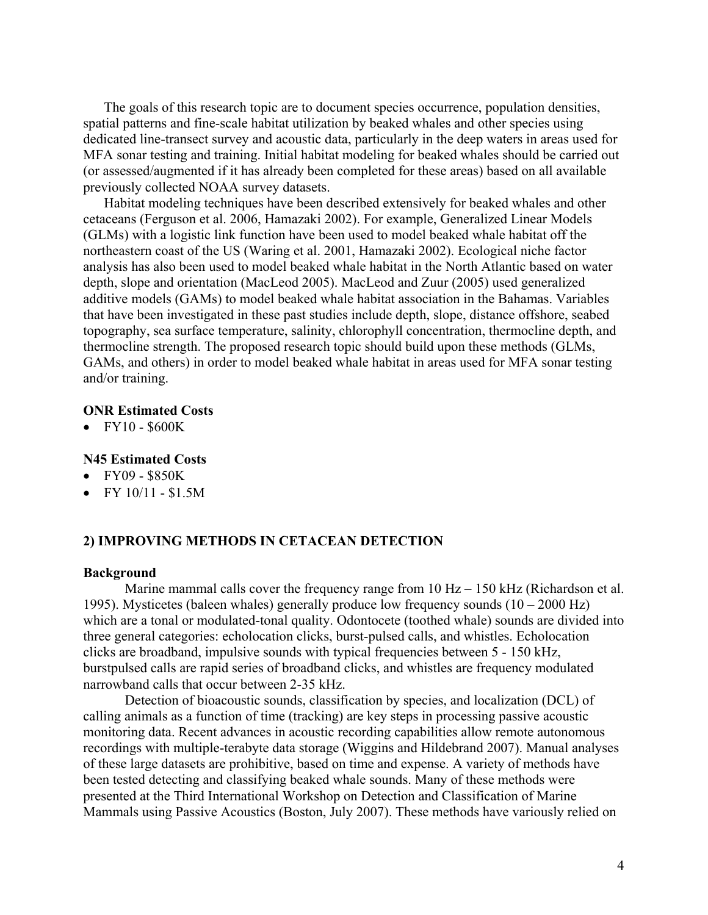The goals of this research topic are to document species occurrence, population densities, spatial patterns and fine-scale habitat utilization by beaked whales and other species using dedicated line-transect survey and acoustic data, particularly in the deep waters in areas used for MFA sonar testing and training. Initial habitat modeling for beaked whales should be carried out (or assessed/augmented if it has already been completed for these areas) based on all available previously collected NOAA survey datasets.

Habitat modeling techniques have been described extensively for beaked whales and other cetaceans (Ferguson et al. 2006, Hamazaki 2002). For example, Generalized Linear Models (GLMs) with a logistic link function have been used to model beaked whale habitat off the northeastern coast of the US (Waring et al. 2001, Hamazaki 2002). Ecological niche factor analysis has also been used to model beaked whale habitat in the North Atlantic based on water depth, slope and orientation (MacLeod 2005). MacLeod and Zuur (2005) used generalized additive models (GAMs) to model beaked whale habitat association in the Bahamas. Variables that have been investigated in these past studies include depth, slope, distance offshore, seabed topography, sea surface temperature, salinity, chlorophyll concentration, thermocline depth, and thermocline strength. The proposed research topic should build upon these methods (GLMs, GAMs, and others) in order to model beaked whale habitat in areas used for MFA sonar testing and/or training.

**ONR Estimated Costs**

- FY10 - $600K

**N45 Estimated Costs**

- FY09 - $850K
- FY 10/11 - $1.5M

## 2) IMPROVING METHODS IN CETACEAN DETECTION

**Background**

Marine mammal calls cover the frequency range from 10 Hz – 150 kHz (Richardson et al. 1995). Mysticetes (baleen whales) generally produce low frequency sounds (10 – 2000 Hz) which are a tonal or modulated-tonal quality. Odontocete (toothed whale) sounds are divided into three general categories: echolocation clicks, burst-pulsed calls, and whistles. Echolocation clicks are broadband, impulsive sounds with typical frequencies between 5 - 150 kHz, burstpulsed calls are rapid series of broadband clicks, and whistles are frequency modulated narrowband calls that occur between 2-35 kHz.

Detection of bioacoustic sounds, classification by species, and localization (DCL) of calling animals as a function of time (tracking) are key steps in processing passive acoustic monitoring data. Recent advances in acoustic recording capabilities allow remote autonomous recordings with multiple-terabyte data storage (Wiggins and Hildebrand 2007). Manual analyses of these large datasets are prohibitive, based on time and expense. A variety of methods have been tested detecting and classifying beaked whale sounds. Many of these methods were presented at the Third International Workshop on Detection and Classification of Marine Mammals using Passive Acoustics (Boston, July 2007). These methods have variously relied on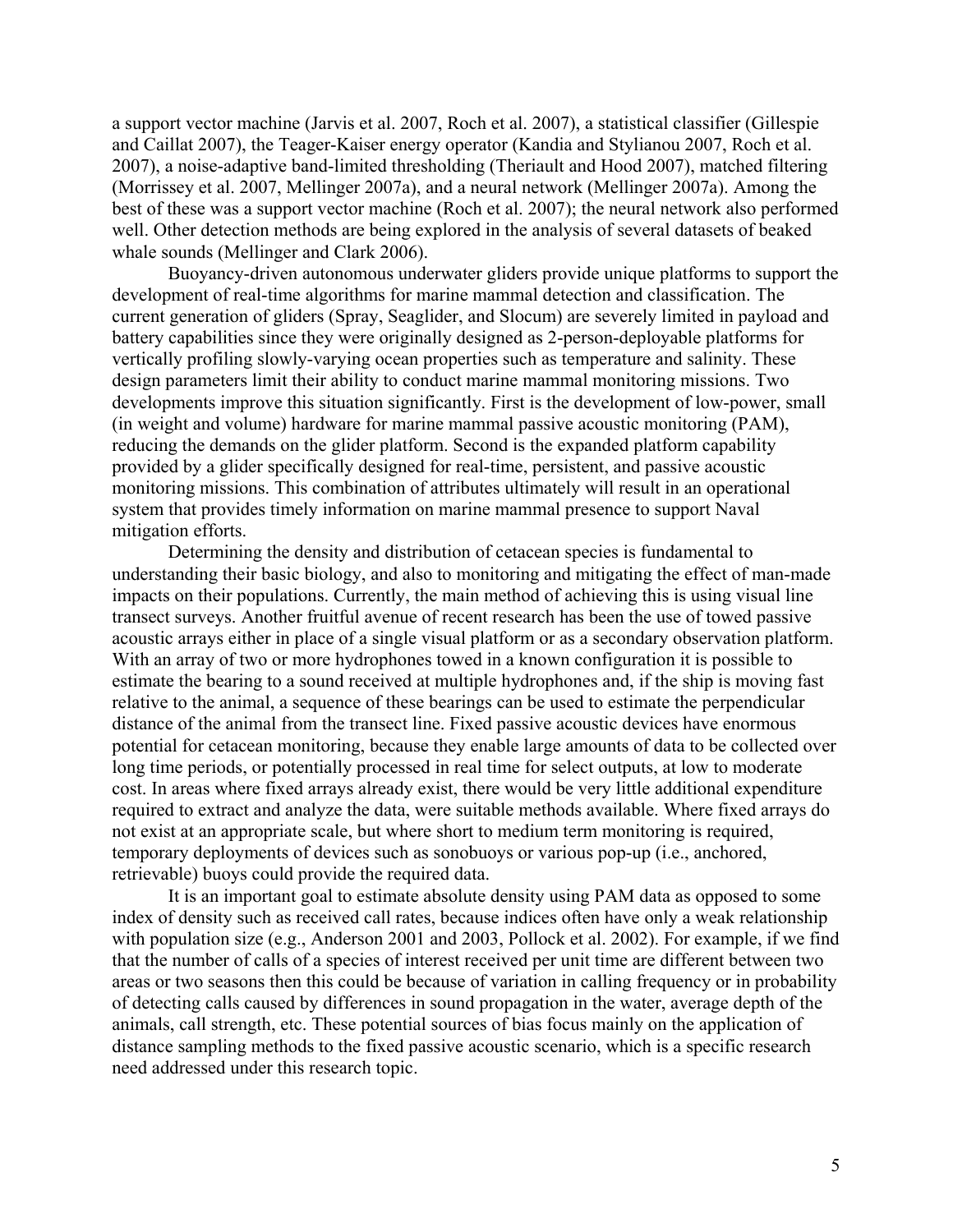a support vector machine (Jarvis et al. 2007, Roch et al. 2007), a statistical classifier (Gillespie and Caillat 2007), the Teager-Kaiser energy operator (Kandia and Stylianou 2007, Roch et al. 2007), a noise-adaptive band-limited thresholding (Theriault and Hood 2007), matched filtering (Morrissey et al. 2007, Mellinger 2007a), and a neural network (Mellinger 2007a). Among the best of these was a support vector machine (Roch et al. 2007); the neural network also performed well. Other detection methods are being explored in the analysis of several datasets of beaked whale sounds (Mellinger and Clark 2006).

Buoyancy-driven autonomous underwater gliders provide unique platforms to support the development of real-time algorithms for marine mammal detection and classification. The current generation of gliders (Spray, Seaglider, and Slocum) are severely limited in payload and battery capabilities since they were originally designed as 2-person-deployable platforms for vertically profiling slowly-varying ocean properties such as temperature and salinity. These design parameters limit their ability to conduct marine mammal monitoring missions. Two developments improve this situation significantly. First is the development of low-power, small (in weight and volume) hardware for marine mammal passive acoustic monitoring (PAM), reducing the demands on the glider platform. Second is the expanded platform capability provided by a glider specifically designed for real-time, persistent, and passive acoustic monitoring missions. This combination of attributes ultimately will result in an operational system that provides timely information on marine mammal presence to support Naval mitigation efforts.

Determining the density and distribution of cetacean species is fundamental to understanding their basic biology, and also to monitoring and mitigating the effect of man-made impacts on their populations. Currently, the main method of achieving this is using visual line transect surveys. Another fruitful avenue of recent research has been the use of towed passive acoustic arrays either in place of a single visual platform or as a secondary observation platform. With an array of two or more hydrophones towed in a known configuration it is possible to estimate the bearing to a sound received at multiple hydrophones and, if the ship is moving fast relative to the animal, a sequence of these bearings can be used to estimate the perpendicular distance of the animal from the transect line. Fixed passive acoustic devices have enormous potential for cetacean monitoring, because they enable large amounts of data to be collected over long time periods, or potentially processed in real time for select outputs, at low to moderate cost. In areas where fixed arrays already exist, there would be very little additional expenditure required to extract and analyze the data, were suitable methods available. Where fixed arrays do not exist at an appropriate scale, but where short to medium term monitoring is required, temporary deployments of devices such as sonobuoys or various pop-up (i.e., anchored, retrievable) buoys could provide the required data.

It is an important goal to estimate absolute density using PAM data as opposed to some index of density such as received call rates, because indices often have only a weak relationship with population size (e.g., Anderson 2001 and 2003, Pollock et al. 2002). For example, if we find that the number of calls of a species of interest received per unit time are different between two areas or two seasons then this could be because of variation in calling frequency or in probability of detecting calls caused by differences in sound propagation in the water, average depth of the animals, call strength, etc. These potential sources of bias focus mainly on the application of distance sampling methods to the fixed passive acoustic scenario, which is a specific research need addressed under this research topic.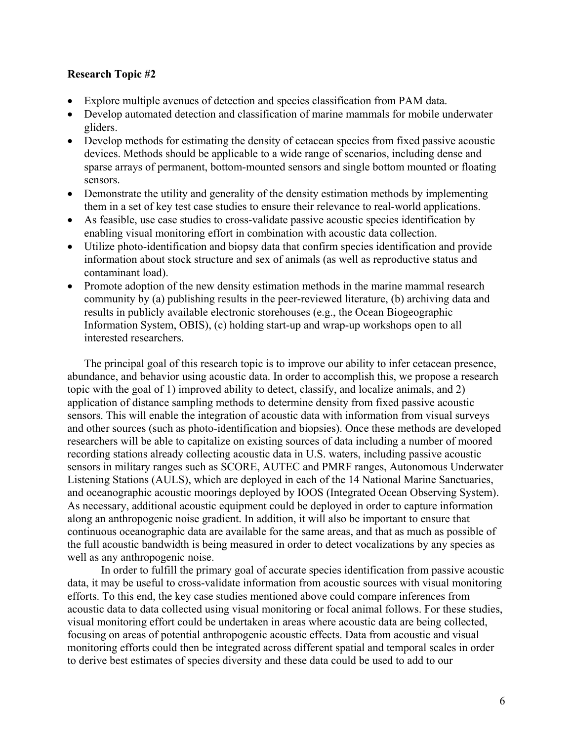**Research Topic #2**

- Explore multiple avenues of detection and species classification from PAM data.
- Develop automated detection and classification of marine mammals for mobile underwater gliders.
- Develop methods for estimating the density of cetacean species from fixed passive acoustic devices. Methods should be applicable to a wide range of scenarios, including dense and sparse arrays of permanent, bottom-mounted sensors and single bottom mounted or floating sensors.
- Demonstrate the utility and generality of the density estimation methods by implementing them in a set of key test case studies to ensure their relevance to real-world applications.
- As feasible, use case studies to cross-validate passive acoustic species identification by enabling visual monitoring effort in combination with acoustic data collection.
- Utilize photo-identification and biopsy data that confirm species identification and provide information about stock structure and sex of animals (as well as reproductive status and contaminant load).
- Promote adoption of the new density estimation methods in the marine mammal research community by (a) publishing results in the peer-reviewed literature, (b) archiving data and results in publicly available electronic storehouses (e.g., the Ocean Biogeographic Information System, OBIS), (c) holding start-up and wrap-up workshops open to all interested researchers.

The principal goal of this research topic is to improve our ability to infer cetacean presence, abundance, and behavior using acoustic data. In order to accomplish this, we propose a research topic with the goal of 1) improved ability to detect, classify, and localize animals, and 2) application of distance sampling methods to determine density from fixed passive acoustic sensors. This will enable the integration of acoustic data with information from visual surveys and other sources (such as photo-identification and biopsies). Once these methods are developed researchers will be able to capitalize on existing sources of data including a number of moored recording stations already collecting acoustic data in U.S. waters, including passive acoustic sensors in military ranges such as SCORE, AUTEC and PMRF ranges, Autonomous Underwater Listening Stations (AULS), which are deployed in each of the 14 National Marine Sanctuaries, and oceanographic acoustic moorings deployed by IOOS (Integrated Ocean Observing System). As necessary, additional acoustic equipment could be deployed in order to capture information along an anthropogenic noise gradient. In addition, it will also be important to ensure that continuous oceanographic data are available for the same areas, and that as much as possible of the full acoustic bandwidth is being measured in order to detect vocalizations by any species as well as any anthropogenic noise.

In order to fulfill the primary goal of accurate species identification from passive acoustic data, it may be useful to cross-validate information from acoustic sources with visual monitoring efforts. To this end, the key case studies mentioned above could compare inferences from acoustic data to data collected using visual monitoring or focal animal follows. For these studies, visual monitoring effort could be undertaken in areas where acoustic data are being collected, focusing on areas of potential anthropogenic acoustic effects. Data from acoustic and visual monitoring efforts could then be integrated across different spatial and temporal scales in order to derive best estimates of species diversity and these data could be used to add to our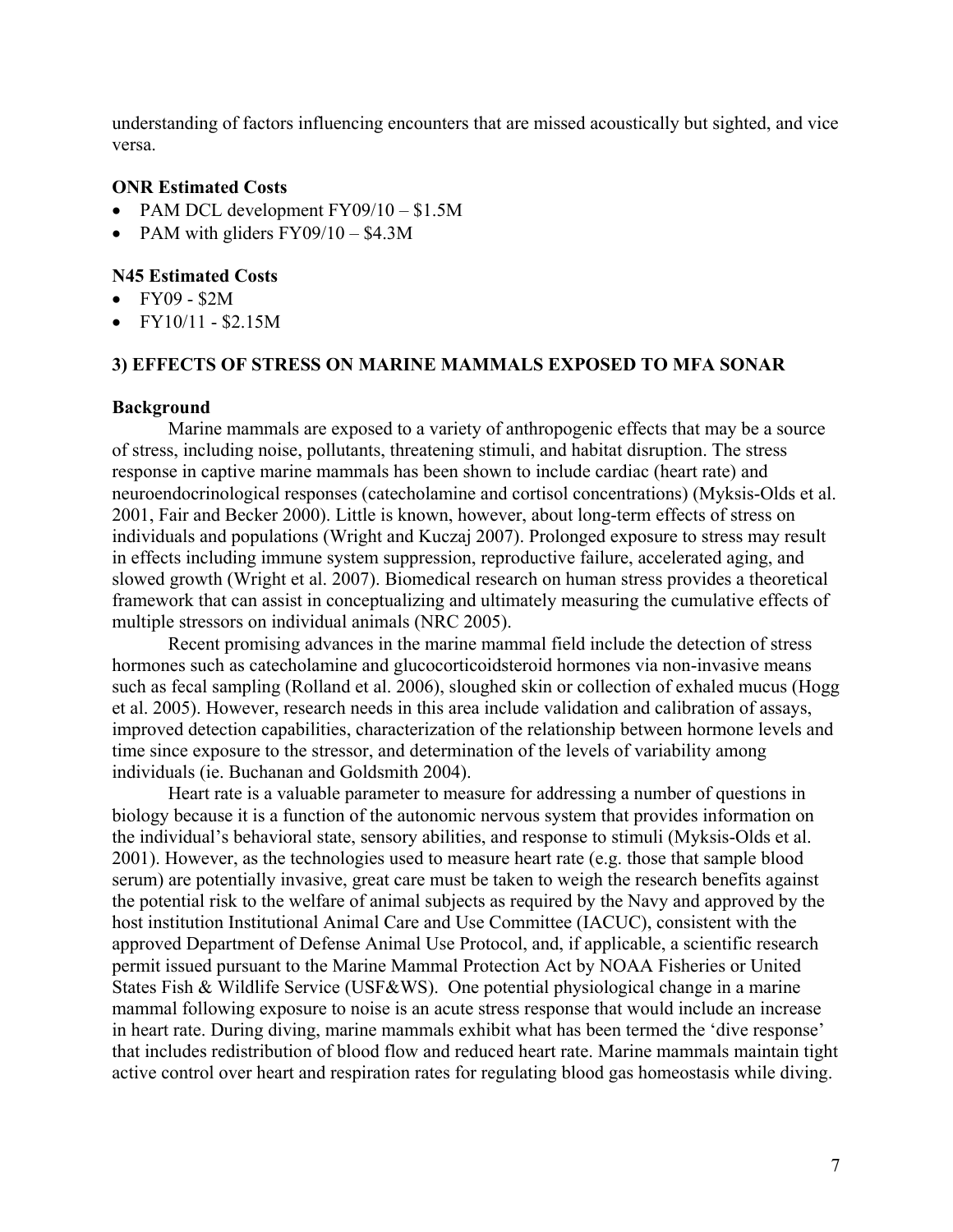understanding of factors influencing encounters that are missed acoustically but sighted, and vice versa.

**ONR Estimated Costs**

- PAM DCL development FY09/10 – $1.5M
- PAM with gliders FY09/10 – $4.3M

**N45 Estimated Costs**

- FY09 - $2M
- FY10/11 - $2.15M

### 3) EFFECTS OF STRESS ON MARINE MAMMALS EXPOSED TO MFA SONAR

**Background**

Marine mammals are exposed to a variety of anthropogenic effects that may be a source of stress, including noise, pollutants, threatening stimuli, and habitat disruption. The stress response in captive marine mammals has been shown to include cardiac (heart rate) and neuroendocrinological responses (catecholamine and cortisol concentrations) (Myksis-Olds et al. 2001, Fair and Becker 2000). Little is known, however, about long-term effects of stress on individuals and populations (Wright and Kuczaj 2007). Prolonged exposure to stress may result in effects including immune system suppression, reproductive failure, accelerated aging, and slowed growth (Wright et al. 2007). Biomedical research on human stress provides a theoretical framework that can assist in conceptualizing and ultimately measuring the cumulative effects of multiple stressors on individual animals (NRC 2005).

Recent promising advances in the marine mammal field include the detection of stress hormones such as catecholamine and glucocorticoidsteroid hormones via non-invasive means such as fecal sampling (Rolland et al. 2006), sloughed skin or collection of exhaled mucus (Hogg et al. 2005). However, research needs in this area include validation and calibration of assays, improved detection capabilities, characterization of the relationship between hormone levels and time since exposure to the stressor, and determination of the levels of variability among individuals (ie. Buchanan and Goldsmith 2004).

Heart rate is a valuable parameter to measure for addressing a number of questions in biology because it is a function of the autonomic nervous system that provides information on the individual's behavioral state, sensory abilities, and response to stimuli (Myksis-Olds et al. 2001). However, as the technologies used to measure heart rate (e.g. those that sample blood serum) are potentially invasive, great care must be taken to weigh the research benefits against the potential risk to the welfare of animal subjects as required by the Navy and approved by the host institution Institutional Animal Care and Use Committee (IACUC), consistent with the approved Department of Defense Animal Use Protocol, and, if applicable, a scientific research permit issued pursuant to the Marine Mammal Protection Act by NOAA Fisheries or United States Fish & Wildlife Service (USF&WS). One potential physiological change in a marine mammal following exposure to noise is an acute stress response that would include an increase in heart rate. During diving, marine mammals exhibit what has been termed the 'dive response' that includes redistribution of blood flow and reduced heart rate. Marine mammals maintain tight active control over heart and respiration rates for regulating blood gas homeostasis while diving.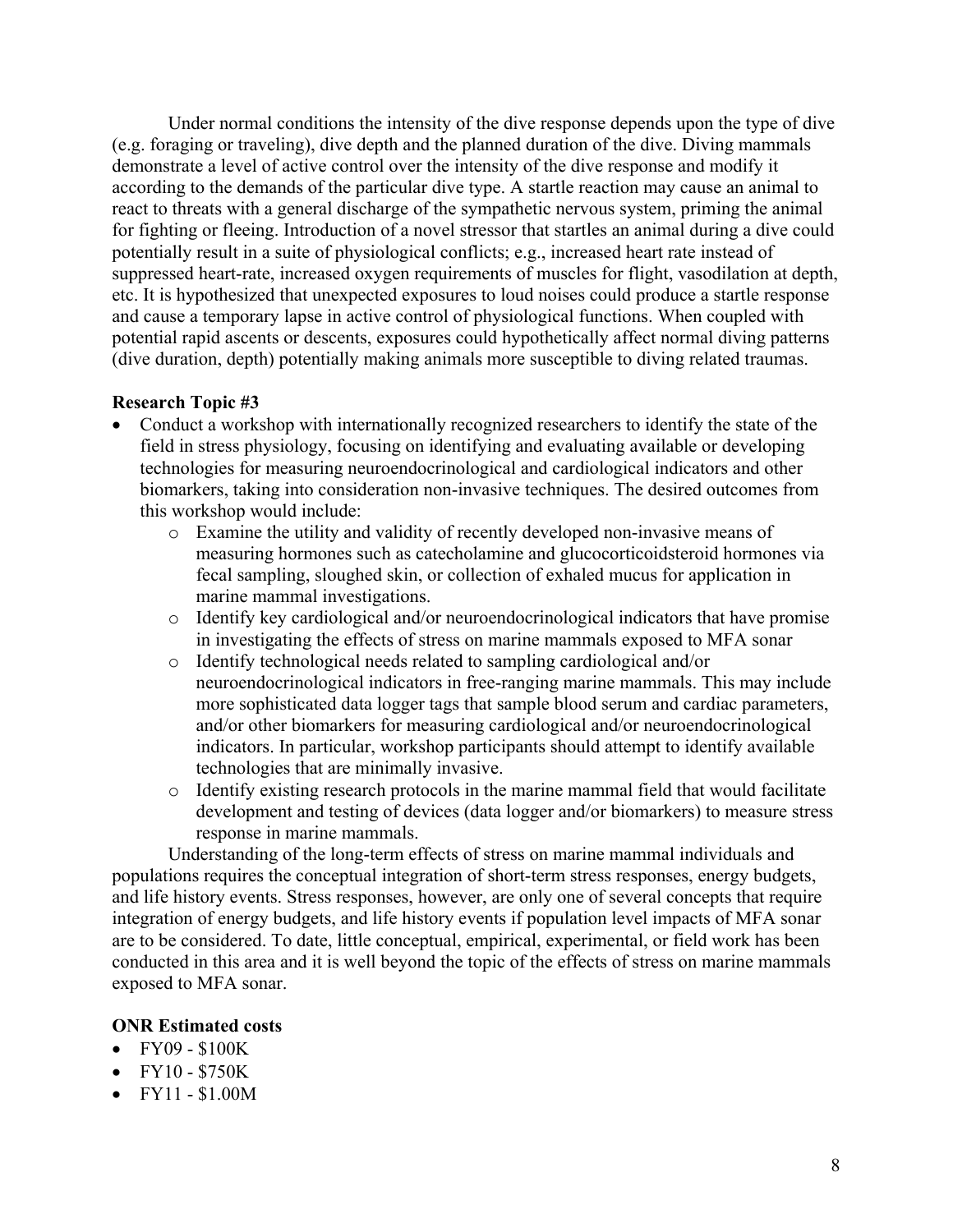Under normal conditions the intensity of the dive response depends upon the type of dive (e.g. foraging or traveling), dive depth and the planned duration of the dive. Diving mammals demonstrate a level of active control over the intensity of the dive response and modify it according to the demands of the particular dive type. A startle reaction may cause an animal to react to threats with a general discharge of the sympathetic nervous system, priming the animal for fighting or fleeing. Introduction of a novel stressor that startles an animal during a dive could potentially result in a suite of physiological conflicts; e.g., increased heart rate instead of suppressed heart-rate, increased oxygen requirements of muscles for flight, vasodilation at depth, etc. It is hypothesized that unexpected exposures to loud noises could produce a startle response and cause a temporary lapse in active control of physiological functions. When coupled with potential rapid ascents or descents, exposures could hypothetically affect normal diving patterns (dive duration, depth) potentially making animals more susceptible to diving related traumas.

**Research Topic #3**

- Conduct a workshop with internationally recognized researchers to identify the state of the field in stress physiology, focusing on identifying and evaluating available or developing technologies for measuring neuroendocrinological and cardiological indicators and other biomarkers, taking into consideration non-invasive techniques. The desired outcomes from this workshop would include:
  - Examine the utility and validity of recently developed non-invasive means of measuring hormones such as catecholamine and glucocorticoidsteroid hormones via fecal sampling, sloughed skin, or collection of exhaled mucus for application in marine mammal investigations.
  - Identify key cardiological and/or neuroendocrinological indicators that have promise in investigating the effects of stress on marine mammals exposed to MFA sonar
  - Identify technological needs related to sampling cardiological and/or neuroendocrinological indicators in free-ranging marine mammals. This may include more sophisticated data logger tags that sample blood serum and cardiac parameters, and/or other biomarkers for measuring cardiological and/or neuroendocrinological indicators. In particular, workshop participants should attempt to identify available technologies that are minimally invasive.
  - Identify existing research protocols in the marine mammal field that would facilitate development and testing of devices (data logger and/or biomarkers) to measure stress response in marine mammals.

Understanding of the long-term effects of stress on marine mammal individuals and populations requires the conceptual integration of short-term stress responses, energy budgets, and life history events. Stress responses, however, are only one of several concepts that require integration of energy budgets, and life history events if population level impacts of MFA sonar are to be considered. To date, little conceptual, empirical, experimental, or field work has been conducted in this area and it is well beyond the topic of the effects of stress on marine mammals exposed to MFA sonar.

**ONR Estimated costs**

- FY09 - $100K
- FY10 - $750K
- FY11 - $1.00M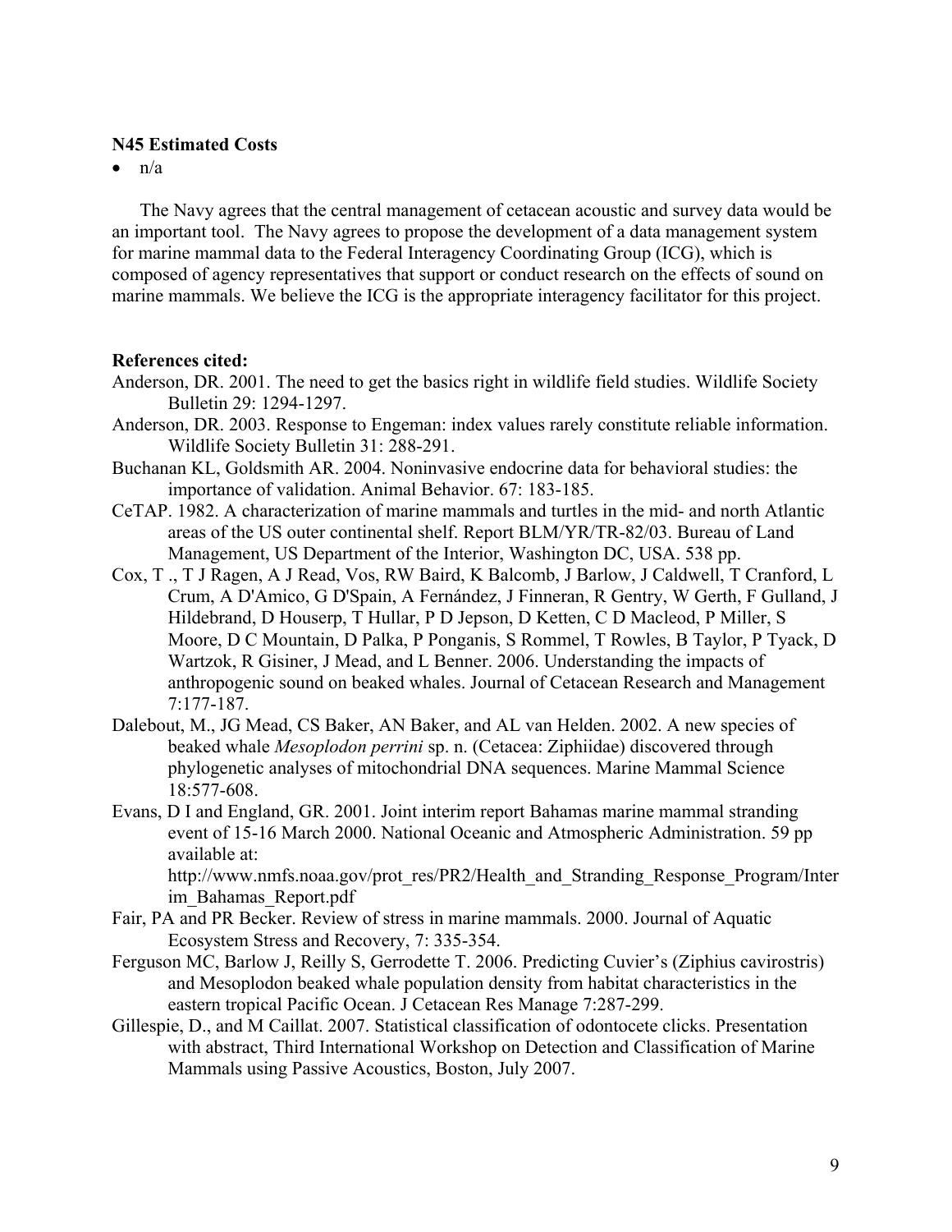**N45 Estimated Costs**

- n/a

The Navy agrees that the central management of cetacean acoustic and survey data would be an important tool. The Navy agrees to propose the development of a data management system for marine mammal data to the Federal Interagency Coordinating Group (ICG), which is composed of agency representatives that support or conduct research on the effects of sound on marine mammals. We believe the ICG is the appropriate interagency facilitator for this project.

**References cited:**

Anderson, DR. 2001. The need to get the basics right in wildlife field studies. Wildlife Society Bulletin 29: 1294-1297.

Anderson, DR. 2003. Response to Engeman: index values rarely constitute reliable information. Wildlife Society Bulletin 31: 288-291.

Buchanan KL, Goldsmith AR. 2004. Noninvasive endocrine data for behavioral studies: the importance of validation. Animal Behavior. 67: 183-185.

CeTAP. 1982. A characterization of marine mammals and turtles in the mid- and north Atlantic areas of the US outer continental shelf. Report BLM/YR/TR-82/03. Bureau of Land Management, US Department of the Interior, Washington DC, USA. 538 pp.

Cox, T ., T J Ragen, A J Read, Vos, RW Baird, K Balcomb, J Barlow, J Caldwell, T Cranford, L Crum, A D'Amico, G D'Spain, A Fernández, J Finneran, R Gentry, W Gerth, F Gulland, J Hildebrand, D Houserp, T Hullar, P D Jepson, D Ketten, C D Macleod, P Miller, S Moore, D C Mountain, D Palka, P Ponganis, S Rommel, T Rowles, B Taylor, P Tyack, D Wartzok, R Gisiner, J Mead, and L Benner. 2006. Understanding the impacts of anthropogenic sound on beaked whales. Journal of Cetacean Research and Management 7:177-187.

Dalebout, M., JG Mead, CS Baker, AN Baker, and AL van Helden. 2002. A new species of beaked whale *Mesoplodon perrini* sp. n. (Cetacea: Ziphiidae) discovered through phylogenetic analyses of mitochondrial DNA sequences. Marine Mammal Science 18:577-608.

Evans, D I and England, GR. 2001. Joint interim report Bahamas marine mammal stranding event of 15-16 March 2000. National Oceanic and Atmospheric Administration. 59 pp available at: http://www.nmfs.noaa.gov/prot_res/PR2/Health_and_Stranding_Response_Program/Interim_Bahamas_Report.pdf

Fair, PA and PR Becker. Review of stress in marine mammals. 2000. Journal of Aquatic Ecosystem Stress and Recovery, 7: 335-354.

Ferguson MC, Barlow J, Reilly S, Gerrodette T. 2006. Predicting Cuvier's (Ziphius cavirostris) and Mesoplodon beaked whale population density from habitat characteristics in the eastern tropical Pacific Ocean. J Cetacean Res Manage 7:287-299.

Gillespie, D., and M Caillat. 2007. Statistical classification of odontocete clicks. Presentation with abstract, Third International Workshop on Detection and Classification of Marine Mammals using Passive Acoustics, Boston, July 2007.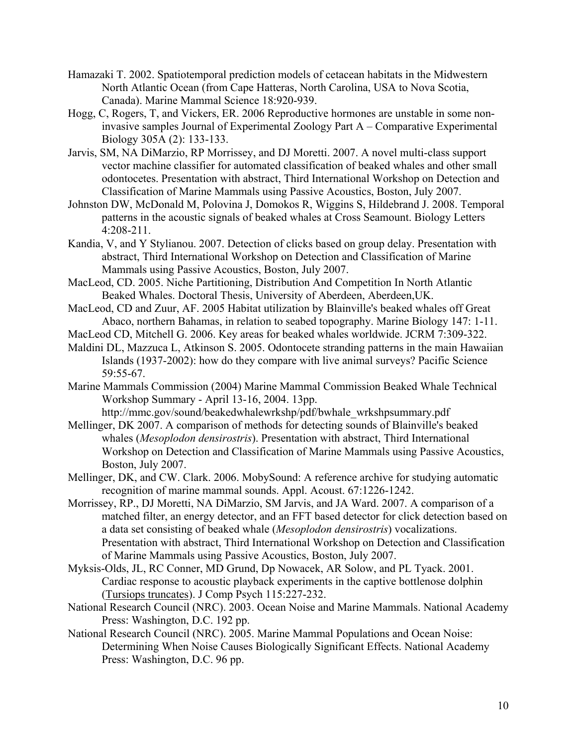Hamazaki T. 2002. Spatiotemporal prediction models of cetacean habitats in the Midwestern North Atlantic Ocean (from Cape Hatteras, North Carolina, USA to Nova Scotia, Canada). Marine Mammal Science 18:920-939.

Hogg, C, Rogers, T, and Vickers, ER. 2006 Reproductive hormones are unstable in some non-invasive samples Journal of Experimental Zoology Part A – Comparative Experimental Biology 305A (2): 133-133.

Jarvis, SM, NA DiMarzio, RP Morrissey, and DJ Moretti. 2007. A novel multi-class support vector machine classifier for automated classification of beaked whales and other small odontocetes. Presentation with abstract, Third International Workshop on Detection and Classification of Marine Mammals using Passive Acoustics, Boston, July 2007.

Johnston DW, McDonald M, Polovina J, Domokos R, Wiggins S, Hildebrand J. 2008. Temporal patterns in the acoustic signals of beaked whales at Cross Seamount. Biology Letters 4:208-211.

Kandia, V, and Y Stylianou. 2007. Detection of clicks based on group delay. Presentation with abstract, Third International Workshop on Detection and Classification of Marine Mammals using Passive Acoustics, Boston, July 2007.

MacLeod, CD. 2005. Niche Partitioning, Distribution And Competition In North Atlantic Beaked Whales. Doctoral Thesis, University of Aberdeen, Aberdeen,UK.

MacLeod, CD and Zuur, AF. 2005 Habitat utilization by Blainville's beaked whales off Great Abaco, northern Bahamas, in relation to seabed topography. Marine Biology 147: 1-11.

MacLeod CD, Mitchell G. 2006. Key areas for beaked whales worldwide. JCRM 7:309-322.

Maldini DL, Mazzuca L, Atkinson S. 2005. Odontocete stranding patterns in the main Hawaiian Islands (1937-2002): how do they compare with live animal surveys? Pacific Science 59:55-67.

Marine Mammals Commission (2004) Marine Mammal Commission Beaked Whale Technical Workshop Summary - April 13-16, 2004. 13pp. http://mmc.gov/sound/beakedwhalewrkshp/pdf/bwhale_wrkshpsummary.pdf

Mellinger, DK 2007. A comparison of methods for detecting sounds of Blainville's beaked whales (*Mesoplodon densirostris*). Presentation with abstract, Third International Workshop on Detection and Classification of Marine Mammals using Passive Acoustics, Boston, July 2007.

Mellinger, DK, and CW. Clark. 2006. MobySound: A reference archive for studying automatic recognition of marine mammal sounds. Appl. Acoust. 67:1226-1242.

Morrissey, RP., DJ Moretti, NA DiMarzio, SM Jarvis, and JA Ward. 2007. A comparison of a matched filter, an energy detector, and an FFT based detector for click detection based on a data set consisting of beaked whale (*Mesoplodon densirostris*) vocalizations. Presentation with abstract, Third International Workshop on Detection and Classification of Marine Mammals using Passive Acoustics, Boston, July 2007.

Myksis-Olds, JL, RC Conner, MD Grund, Dp Nowacek, AR Solow, and PL Tyack. 2001. Cardiac response to acoustic playback experiments in the captive bottlenose dolphin (Tursiops truncates). J Comp Psych 115:227-232.

National Research Council (NRC). 2003. Ocean Noise and Marine Mammals. National Academy Press: Washington, D.C. 192 pp.

National Research Council (NRC). 2005. Marine Mammal Populations and Ocean Noise: Determining When Noise Causes Biologically Significant Effects. National Academy Press: Washington, D.C. 96 pp.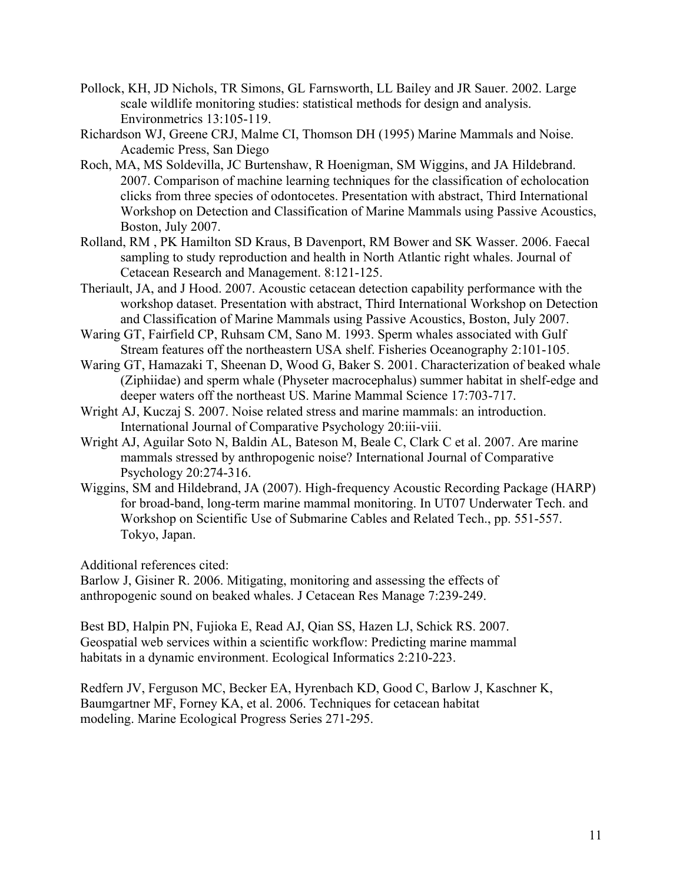Pollock, KH, JD Nichols, TR Simons, GL Farnsworth, LL Bailey and JR Sauer. 2002. Large scale wildlife monitoring studies: statistical methods for design and analysis. Environmetrics 13:105-119.

Richardson WJ, Greene CRJ, Malme CI, Thomson DH (1995) Marine Mammals and Noise. Academic Press, San Diego

Roch, MA, MS Soldevilla, JC Burtenshaw, R Hoenigman, SM Wiggins, and JA Hildebrand. 2007. Comparison of machine learning techniques for the classification of echolocation clicks from three species of odontocetes. Presentation with abstract, Third International Workshop on Detection and Classification of Marine Mammals using Passive Acoustics, Boston, July 2007.

Rolland, RM , PK Hamilton SD Kraus, B Davenport, RM Bower and SK Wasser. 2006. Faecal sampling to study reproduction and health in North Atlantic right whales. Journal of Cetacean Research and Management. 8:121-125.

Theriault, JA, and J Hood. 2007. Acoustic cetacean detection capability performance with the workshop dataset. Presentation with abstract, Third International Workshop on Detection and Classification of Marine Mammals using Passive Acoustics, Boston, July 2007.

Waring GT, Fairfield CP, Ruhsam CM, Sano M. 1993. Sperm whales associated with Gulf Stream features off the northeastern USA shelf. Fisheries Oceanography 2:101-105.

Waring GT, Hamazaki T, Sheenan D, Wood G, Baker S. 2001. Characterization of beaked whale (Ziphiidae) and sperm whale (Physeter macrocephalus) summer habitat in shelf-edge and deeper waters off the northeast US. Marine Mammal Science 17:703-717.

Wright AJ, Kuczaj S. 2007. Noise related stress and marine mammals: an introduction. International Journal of Comparative Psychology 20:iii-viii.

Wright AJ, Aguilar Soto N, Baldin AL, Bateson M, Beale C, Clark C et al. 2007. Are marine mammals stressed by anthropogenic noise? International Journal of Comparative Psychology 20:274-316.

Wiggins, SM and Hildebrand, JA (2007). High-frequency Acoustic Recording Package (HARP) for broad-band, long-term marine mammal monitoring. In UT07 Underwater Tech. and Workshop on Scientific Use of Submarine Cables and Related Tech., pp. 551-557. Tokyo, Japan.

Additional references cited:

Barlow J, Gisiner R. 2006. Mitigating, monitoring and assessing the effects of anthropogenic sound on beaked whales. J Cetacean Res Manage 7:239-249.

Best BD, Halpin PN, Fujioka E, Read AJ, Qian SS, Hazen LJ, Schick RS. 2007. Geospatial web services within a scientific workflow: Predicting marine mammal habitats in a dynamic environment. Ecological Informatics 2:210-223.

Redfern JV, Ferguson MC, Becker EA, Hyrenbach KD, Good C, Barlow J, Kaschner K, Baumgartner MF, Forney KA, et al. 2006. Techniques for cetacean habitat modeling. Marine Ecological Progress Series 271-295.